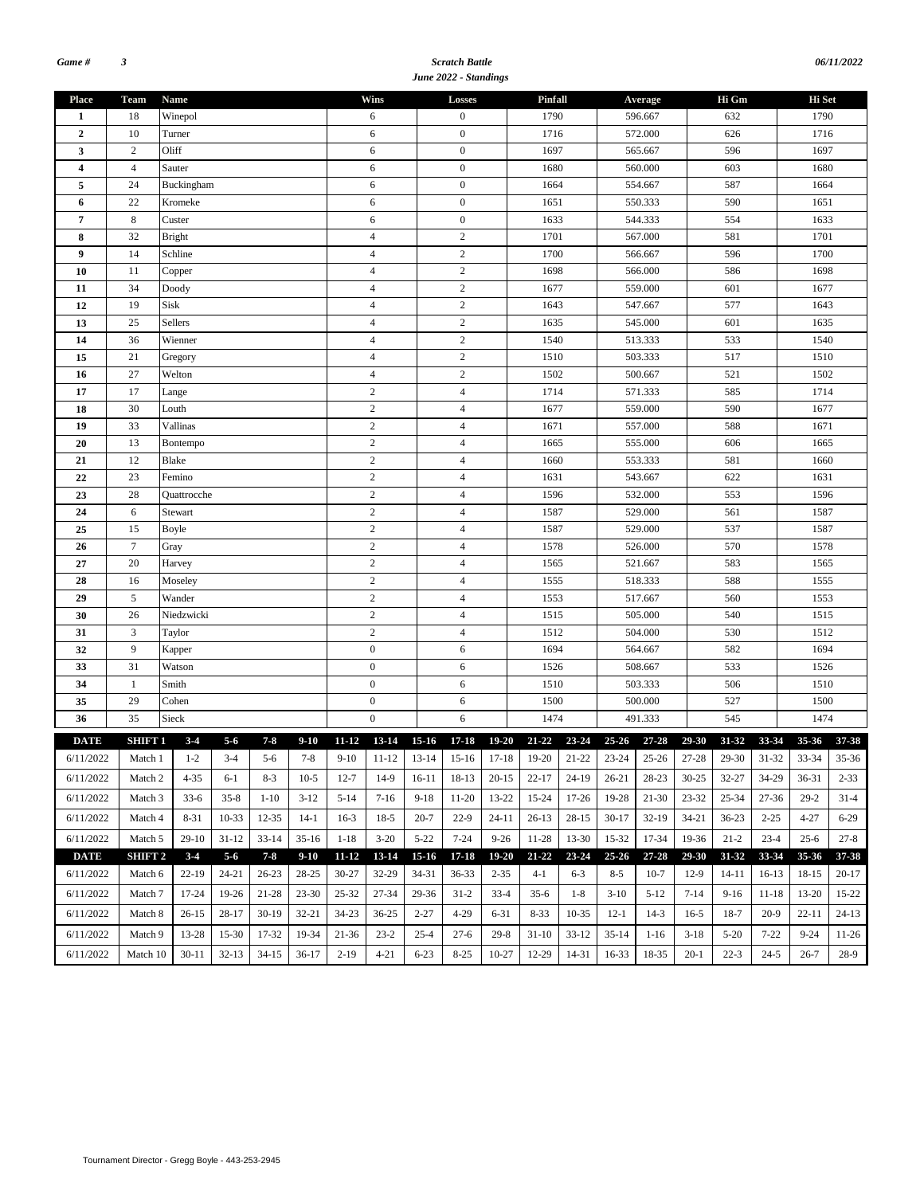Game # 3 — **Scratch Battle** — 06/11/2022

**June 2022 - Standings**

| Place | Team | Name | Wins | Losses | Pinfall | Average | Hi Gm | Hi Set |
|---|---|---|---|---|---|---|---|---|
| 1 | 18 | Winepol | 6 | 0 | 1790 | 596.667 | 632 | 1790 |
| 2 | 10 | Turner | 6 | 0 | 1716 | 572.000 | 626 | 1716 |
| 3 | 2 | Oliff | 6 | 0 | 1697 | 565.667 | 596 | 1697 |
| 4 | 4 | Sauter | 6 | 0 | 1680 | 560.000 | 603 | 1680 |
| 5 | 24 | Buckingham | 6 | 0 | 1664 | 554.667 | 587 | 1664 |
| 6 | 22 | Kromeke | 6 | 0 | 1651 | 550.333 | 590 | 1651 |
| 7 | 8 | Custer | 6 | 0 | 1633 | 544.333 | 554 | 1633 |
| 8 | 32 | Bright | 4 | 2 | 1701 | 567.000 | 581 | 1701 |
| 9 | 14 | Schline | 4 | 2 | 1700 | 566.667 | 596 | 1700 |
| 10 | 11 | Copper | 4 | 2 | 1698 | 566.000 | 586 | 1698 |
| 11 | 34 | Doody | 4 | 2 | 1677 | 559.000 | 601 | 1677 |
| 12 | 19 | Sisk | 4 | 2 | 1643 | 547.667 | 577 | 1643 |
| 13 | 25 | Sellers | 4 | 2 | 1635 | 545.000 | 601 | 1635 |
| 14 | 36 | Wienner | 4 | 2 | 1540 | 513.333 | 533 | 1540 |
| 15 | 21 | Gregory | 4 | 2 | 1510 | 503.333 | 517 | 1510 |
| 16 | 27 | Welton | 4 | 2 | 1502 | 500.667 | 521 | 1502 |
| 17 | 17 | Lange | 2 | 4 | 1714 | 571.333 | 585 | 1714 |
| 18 | 30 | Louth | 2 | 4 | 1677 | 559.000 | 590 | 1677 |
| 19 | 33 | Vallinas | 2 | 4 | 1671 | 557.000 | 588 | 1671 |
| 20 | 13 | Bontempo | 2 | 4 | 1665 | 555.000 | 606 | 1665 |
| 21 | 12 | Blake | 2 | 4 | 1660 | 553.333 | 581 | 1660 |
| 22 | 23 | Femino | 2 | 4 | 1631 | 543.667 | 622 | 1631 |
| 23 | 28 | Quattrocche | 2 | 4 | 1596 | 532.000 | 553 | 1596 |
| 24 | 6 | Stewart | 2 | 4 | 1587 | 529.000 | 561 | 1587 |
| 25 | 15 | Boyle | 2 | 4 | 1587 | 529.000 | 537 | 1587 |
| 26 | 7 | Gray | 2 | 4 | 1578 | 526.000 | 570 | 1578 |
| 27 | 20 | Harvey | 2 | 4 | 1565 | 521.667 | 583 | 1565 |
| 28 | 16 | Moseley | 2 | 4 | 1555 | 518.333 | 588 | 1555 |
| 29 | 5 | Wander | 2 | 4 | 1553 | 517.667 | 560 | 1553 |
| 30 | 26 | Niedzwicki | 2 | 4 | 1515 | 505.000 | 540 | 1515 |
| 31 | 3 | Taylor | 2 | 4 | 1512 | 504.000 | 530 | 1512 |
| 32 | 9 | Kapper | 0 | 6 | 1694 | 564.667 | 582 | 1694 |
| 33 | 31 | Watson | 0 | 6 | 1526 | 508.667 | 533 | 1526 |
| 34 | 1 | Smith | 0 | 6 | 1510 | 503.333 | 506 | 1510 |
| 35 | 29 | Cohen | 0 | 6 | 1500 | 500.000 | 527 | 1500 |
| 36 | 35 | Sieck | 0 | 6 | 1474 | 491.333 | 545 | 1474 |

| DATE | SHIFT 1 | 3-4 | 5-6 | 7-8 | 9-10 | 11-12 | 13-14 | 15-16 | 17-18 | 19-20 | 21-22 | 23-24 | 25-26 | 27-28 | 29-30 | 31-32 | 33-34 | 35-36 | 37-38 |
|---|---|---|---|---|---|---|---|---|---|---|---|---|---|---|---|---|---|---|---|
| 6/11/2022 | Match 1 | 1-2 | 3-4 | 5-6 | 7-8 | 9-10 | 11-12 | 13-14 | 15-16 | 17-18 | 19-20 | 21-22 | 23-24 | 25-26 | 27-28 | 29-30 | 31-32 | 33-34 | 35-36 |
| 6/11/2022 | Match 2 | 4-35 | 6-1 | 8-3 | 10-5 | 12-7 | 14-9 | 16-11 | 18-13 | 20-15 | 22-17 | 24-19 | 26-21 | 28-23 | 30-25 | 32-27 | 34-29 | 36-31 | 2-33 |
| 6/11/2022 | Match 3 | 33-6 | 35-8 | 1-10 | 3-12 | 5-14 | 7-16 | 9-18 | 11-20 | 13-22 | 15-24 | 17-26 | 19-28 | 21-30 | 23-32 | 25-34 | 27-36 | 29-2 | 31-4 |
| 6/11/2022 | Match 4 | 8-31 | 10-33 | 12-35 | 14-1 | 16-3 | 18-5 | 20-7 | 22-9 | 24-11 | 26-13 | 28-15 | 30-17 | 32-19 | 34-21 | 36-23 | 2-25 | 4-27 | 6-29 |
| 6/11/2022 | Match 5 | 29-10 | 31-12 | 33-14 | 35-16 | 1-18 | 3-20 | 5-22 | 7-24 | 9-26 | 11-28 | 13-30 | 15-32 | 17-34 | 19-36 | 21-2 | 23-4 | 25-6 | 27-8 |
| **DATE** | **SHIFT 2** | **3-4** | **5-6** | **7-8** | **9-10** | **11-12** | **13-14** | **15-16** | **17-18** | **19-20** | **21-22** | **23-24** | **25-26** | **27-28** | **29-30** | **31-32** | **33-34** | **35-36** | **37-38** |
| 6/11/2022 | Match 6 | 22-19 | 24-21 | 26-23 | 28-25 | 30-27 | 32-29 | 34-31 | 36-33 | 2-35 | 4-1 | 6-3 | 8-5 | 10-7 | 12-9 | 14-11 | 16-13 | 18-15 | 20-17 |
| 6/11/2022 | Match 7 | 17-24 | 19-26 | 21-28 | 23-30 | 25-32 | 27-34 | 29-36 | 31-2 | 33-4 | 35-6 | 1-8 | 3-10 | 5-12 | 7-14 | 9-16 | 11-18 | 13-20 | 15-22 |
| 6/11/2022 | Match 8 | 26-15 | 28-17 | 30-19 | 32-21 | 34-23 | 36-25 | 2-27 | 4-29 | 6-31 | 8-33 | 10-35 | 12-1 | 14-3 | 16-5 | 18-7 | 20-9 | 22-11 | 24-13 |
| 6/11/2022 | Match 9 | 13-28 | 15-30 | 17-32 | 19-34 | 21-36 | 23-2 | 25-4 | 27-6 | 29-8 | 31-10 | 33-12 | 35-14 | 1-16 | 3-18 | 5-20 | 7-22 | 9-24 | 11-26 |
| 6/11/2022 | Match 10 | 30-11 | 32-13 | 34-15 | 36-17 | 2-19 | 4-21 | 6-23 | 8-25 | 10-27 | 12-29 | 14-31 | 16-33 | 18-35 | 20-1 | 22-3 | 24-5 | 26-7 | 28-9 |

Tournament Director - Gregg Boyle - 443-253-2945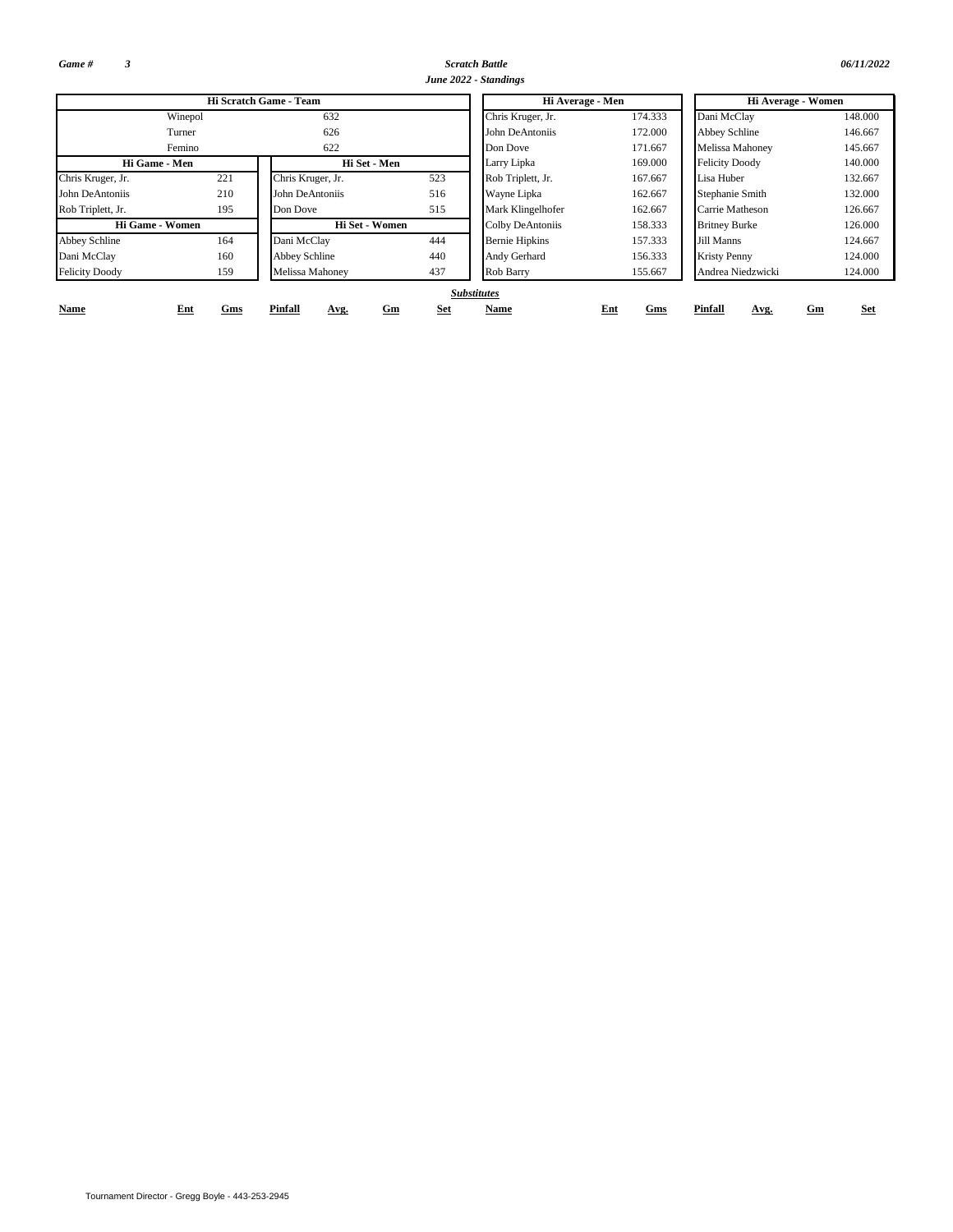*Game #* *3*

*Scratch Battle*

*June 2022 - Standings*

*06/11/2022*

| Hi Scratch Game - Team | |
|---|---|
| Winepol | 632 |
| Turner | 626 |
| Femino | 622 |

| Hi Game - Men | |
|---|---|
| Chris Kruger, Jr. | 221 |
| John DeAntoniis | 210 |
| Rob Triplett, Jr. | 195 |

| Hi Set - Men | |
|---|---|
| Chris Kruger, Jr. | 523 |
| John DeAntoniis | 516 |
| Don Dove | 515 |

| Hi Game - Women | |
|---|---|
| Abbey Schline | 164 |
| Dani McClay | 160 |
| Felicity Doody | 159 |

| Hi Set - Women | |
|---|---|
| Dani McClay | 444 |
| Abbey Schline | 440 |
| Melissa Mahoney | 437 |

| Hi Average - Men | |
|---|---|
| Chris Kruger, Jr. | 174.333 |
| John DeAntoniis | 172.000 |
| Don Dove | 171.667 |
| Larry Lipka | 169.000 |
| Rob Triplett, Jr. | 167.667 |
| Wayne Lipka | 162.667 |
| Mark Klingelhofer | 162.667 |
| Colby DeAntoniis | 158.333 |
| Bernie Hipkins | 157.333 |
| Andy Gerhard | 156.333 |
| Rob Barry | 155.667 |

| Hi Average - Women | |
|---|---|
| Dani McClay | 148.000 |
| Abbey Schline | 146.667 |
| Melissa Mahoney | 145.667 |
| Felicity Doody | 140.000 |
| Lisa Huber | 132.667 |
| Stephanie Smith | 132.000 |
| Carrie Matheson | 126.667 |
| Britney Burke | 126.000 |
| Jill Manns | 124.667 |
| Kristy Penny | 124.000 |
| Andrea Niedzwicki | 124.000 |

***Substitutes***

| Name | Ent | Gms | Pinfall | Avg. | Gm | Set | Name | Ent | Gms | Pinfall | Avg. | Gm | Set |
|---|---|---|---|---|---|---|---|---|---|---|---|---|---|

Tournament Director - Gregg Boyle - 443-253-2945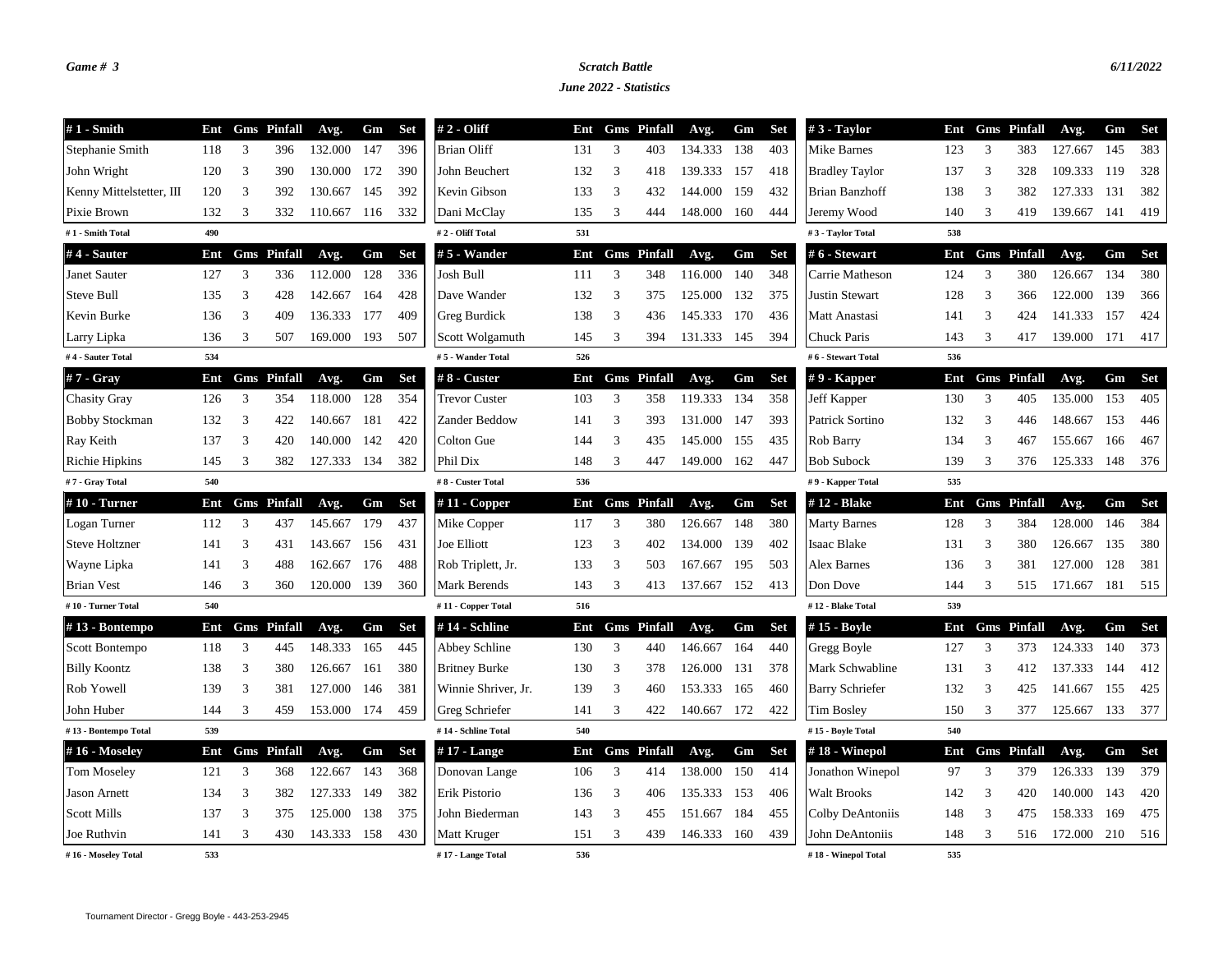*Game # 3*

***Scratch Battle***

***June 2022 - Statistics***

*6/11/2022*

| # 1 - Smith | Ent | Gms | Pinfall | Avg. | Gm | Set |
|---|---|---|---|---|---|---|
| Stephanie Smith | 118 | 3 | 396 | 132.000 | 147 | 396 |
| John Wright | 120 | 3 | 390 | 130.000 | 172 | 390 |
| Kenny Mittelstetter, III | 120 | 3 | 392 | 130.667 | 145 | 392 |
| Pixie Brown | 132 | 3 | 332 | 110.667 | 116 | 332 |
| # 1 - Smith Total | 490 | | | | | |

| # 2 - Oliff | Ent | Gms | Pinfall | Avg. | Gm | Set |
|---|---|---|---|---|---|---|
| Brian Oliff | 131 | 3 | 403 | 134.333 | 138 | 403 |
| John Beuchert | 132 | 3 | 418 | 139.333 | 157 | 418 |
| Kevin Gibson | 133 | 3 | 432 | 144.000 | 159 | 432 |
| Dani McClay | 135 | 3 | 444 | 148.000 | 160 | 444 |
| # 2 - Oliff Total | 531 | | | | | |

| # 3 - Taylor | Ent | Gms | Pinfall | Avg. | Gm | Set |
|---|---|---|---|---|---|---|
| Mike Barnes | 123 | 3 | 383 | 127.667 | 145 | 383 |
| Bradley Taylor | 137 | 3 | 328 | 109.333 | 119 | 328 |
| Brian Banzhoff | 138 | 3 | 382 | 127.333 | 131 | 382 |
| Jeremy Wood | 140 | 3 | 419 | 139.667 | 141 | 419 |
| # 3 - Taylor Total | 538 | | | | | |

| # 4 - Sauter | Ent | Gms | Pinfall | Avg. | Gm | Set |
|---|---|---|---|---|---|---|
| Janet Sauter | 127 | 3 | 336 | 112.000 | 128 | 336 |
| Steve Bull | 135 | 3 | 428 | 142.667 | 164 | 428 |
| Kevin Burke | 136 | 3 | 409 | 136.333 | 177 | 409 |
| Larry Lipka | 136 | 3 | 507 | 169.000 | 193 | 507 |
| # 4 - Sauter Total | 534 | | | | | |

| # 5 - Wander | Ent | Gms | Pinfall | Avg. | Gm | Set |
|---|---|---|---|---|---|---|
| Josh Bull | 111 | 3 | 348 | 116.000 | 140 | 348 |
| Dave Wander | 132 | 3 | 375 | 125.000 | 132 | 375 |
| Greg Burdick | 138 | 3 | 436 | 145.333 | 170 | 436 |
| Scott Wolgamuth | 145 | 3 | 394 | 131.333 | 145 | 394 |
| # 5 - Wander Total | 526 | | | | | |

| # 6 - Stewart | Ent | Gms | Pinfall | Avg. | Gm | Set |
|---|---|---|---|---|---|---|
| Carrie Matheson | 124 | 3 | 380 | 126.667 | 134 | 380 |
| Justin Stewart | 128 | 3 | 366 | 122.000 | 139 | 366 |
| Matt Anastasi | 141 | 3 | 424 | 141.333 | 157 | 424 |
| Chuck Paris | 143 | 3 | 417 | 139.000 | 171 | 417 |
| # 6 - Stewart Total | 536 | | | | | |

| # 7 - Gray | Ent | Gms | Pinfall | Avg. | Gm | Set |
|---|---|---|---|---|---|---|
| Chasity Gray | 126 | 3 | 354 | 118.000 | 128 | 354 |
| Bobby Stockman | 132 | 3 | 422 | 140.667 | 181 | 422 |
| Ray Keith | 137 | 3 | 420 | 140.000 | 142 | 420 |
| Richie Hipkins | 145 | 3 | 382 | 127.333 | 134 | 382 |
| # 7 - Gray Total | 540 | | | | | |

| # 8 - Custer | Ent | Gms | Pinfall | Avg. | Gm | Set |
|---|---|---|---|---|---|---|
| Trevor Custer | 103 | 3 | 358 | 119.333 | 134 | 358 |
| Zander Beddow | 141 | 3 | 393 | 131.000 | 147 | 393 |
| Colton Gue | 144 | 3 | 435 | 145.000 | 155 | 435 |
| Phil Dix | 148 | 3 | 447 | 149.000 | 162 | 447 |
| # 8 - Custer Total | 536 | | | | | |

| # 9 - Kapper | Ent | Gms | Pinfall | Avg. | Gm | Set |
|---|---|---|---|---|---|---|
| Jeff Kapper | 130 | 3 | 405 | 135.000 | 153 | 405 |
| Patrick Sortino | 132 | 3 | 446 | 148.667 | 153 | 446 |
| Rob Barry | 134 | 3 | 467 | 155.667 | 166 | 467 |
| Bob Subock | 139 | 3 | 376 | 125.333 | 148 | 376 |
| # 9 - Kapper Total | 535 | | | | | |

| # 10 - Turner | Ent | Gms | Pinfall | Avg. | Gm | Set |
|---|---|---|---|---|---|---|
| Logan Turner | 112 | 3 | 437 | 145.667 | 179 | 437 |
| Steve Holtzner | 141 | 3 | 431 | 143.667 | 156 | 431 |
| Wayne Lipka | 141 | 3 | 488 | 162.667 | 176 | 488 |
| Brian Vest | 146 | 3 | 360 | 120.000 | 139 | 360 |
| # 10 - Turner Total | 540 | | | | | |

| # 11 - Copper | Ent | Gms | Pinfall | Avg. | Gm | Set |
|---|---|---|---|---|---|---|
| Mike Copper | 117 | 3 | 380 | 126.667 | 148 | 380 |
| Joe Elliott | 123 | 3 | 402 | 134.000 | 139 | 402 |
| Rob Triplett, Jr. | 133 | 3 | 503 | 167.667 | 195 | 503 |
| Mark Berends | 143 | 3 | 413 | 137.667 | 152 | 413 |
| # 11 - Copper Total | 516 | | | | | |

| # 12 - Blake | Ent | Gms | Pinfall | Avg. | Gm | Set |
|---|---|---|---|---|---|---|
| Marty Barnes | 128 | 3 | 384 | 128.000 | 146 | 384 |
| Isaac Blake | 131 | 3 | 380 | 126.667 | 135 | 380 |
| Alex Barnes | 136 | 3 | 381 | 127.000 | 128 | 381 |
| Don Dove | 144 | 3 | 515 | 171.667 | 181 | 515 |
| # 12 - Blake Total | 539 | | | | | |

| # 13 - Bontempo | Ent | Gms | Pinfall | Avg. | Gm | Set |
|---|---|---|---|---|---|---|
| Scott Bontempo | 118 | 3 | 445 | 148.333 | 165 | 445 |
| Billy Koontz | 138 | 3 | 380 | 126.667 | 161 | 380 |
| Rob Yowell | 139 | 3 | 381 | 127.000 | 146 | 381 |
| John Huber | 144 | 3 | 459 | 153.000 | 174 | 459 |
| # 13 - Bontempo Total | 539 | | | | | |

| # 14 - Schline | Ent | Gms | Pinfall | Avg. | Gm | Set |
|---|---|---|---|---|---|---|
| Abbey Schline | 130 | 3 | 440 | 146.667 | 164 | 440 |
| Britney Burke | 130 | 3 | 378 | 126.000 | 131 | 378 |
| Winnie Shriver, Jr. | 139 | 3 | 460 | 153.333 | 165 | 460 |
| Greg Schriefer | 141 | 3 | 422 | 140.667 | 172 | 422 |
| # 14 - Schline Total | 540 | | | | | |

| # 15 - Boyle | Ent | Gms | Pinfall | Avg. | Gm | Set |
|---|---|---|---|---|---|---|
| Gregg Boyle | 127 | 3 | 373 | 124.333 | 140 | 373 |
| Mark Schwabline | 131 | 3 | 412 | 137.333 | 144 | 412 |
| Barry Schriefer | 132 | 3 | 425 | 141.667 | 155 | 425 |
| Tim Bosley | 150 | 3 | 377 | 125.667 | 133 | 377 |
| # 15 - Boyle Total | 540 | | | | | |

| # 16 - Moseley | Ent | Gms | Pinfall | Avg. | Gm | Set |
|---|---|---|---|---|---|---|
| Tom Moseley | 121 | 3 | 368 | 122.667 | 143 | 368 |
| Jason Arnett | 134 | 3 | 382 | 127.333 | 149 | 382 |
| Scott Mills | 137 | 3 | 375 | 125.000 | 138 | 375 |
| Joe Ruthvin | 141 | 3 | 430 | 143.333 | 158 | 430 |
| # 16 - Moseley Total | 533 | | | | | |

| # 17 - Lange | Ent | Gms | Pinfall | Avg. | Gm | Set |
|---|---|---|---|---|---|---|
| Donovan Lange | 106 | 3 | 414 | 138.000 | 150 | 414 |
| Erik Pistorio | 136 | 3 | 406 | 135.333 | 153 | 406 |
| John Biederman | 143 | 3 | 455 | 151.667 | 184 | 455 |
| Matt Kruger | 151 | 3 | 439 | 146.333 | 160 | 439 |
| # 17 - Lange Total | 536 | | | | | |

| # 18 - Winepol | Ent | Gms | Pinfall | Avg. | Gm | Set |
|---|---|---|---|---|---|---|
| Jonathon Winepol | 97 | 3 | 379 | 126.333 | 139 | 379 |
| Walt Brooks | 142 | 3 | 420 | 140.000 | 143 | 420 |
| Colby DeAntoniis | 148 | 3 | 475 | 158.333 | 169 | 475 |
| John DeAntoniis | 148 | 3 | 516 | 172.000 | 210 | 516 |
| # 18 - Winepol Total | 535 | | | | | |

Tournament Director - Gregg Boyle - 443-253-2945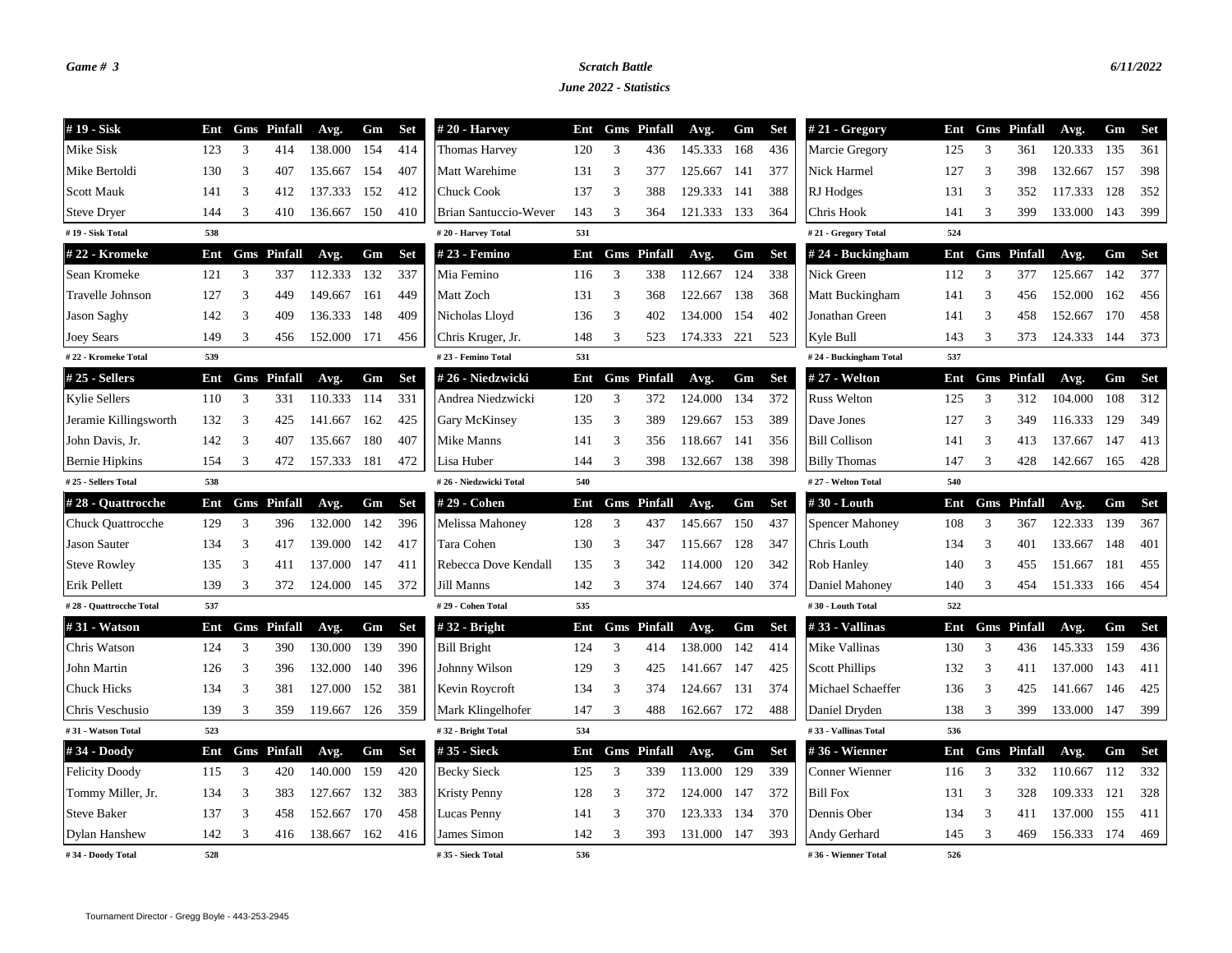*Game # 3*

***Scratch Battle***

***June 2022 - Statistics***

*6/11/2022*

| # 19 - Sisk | Ent | Gms | Pinfall | Avg. | Gm | Set |
|---|---|---|---|---|---|---|
| Mike Sisk | 123 | 3 | 414 | 138.000 | 154 | 414 |
| Mike Bertoldi | 130 | 3 | 407 | 135.667 | 154 | 407 |
| Scott Mauk | 141 | 3 | 412 | 137.333 | 152 | 412 |
| Steve Dryer | 144 | 3 | 410 | 136.667 | 150 | 410 |
| # 19 - Sisk Total | 538 | | | | | |

| # 20 - Harvey | Ent | Gms | Pinfall | Avg. | Gm | Set |
|---|---|---|---|---|---|---|
| Thomas Harvey | 120 | 3 | 436 | 145.333 | 168 | 436 |
| Matt Warehime | 131 | 3 | 377 | 125.667 | 141 | 377 |
| Chuck Cook | 137 | 3 | 388 | 129.333 | 141 | 388 |
| Brian Santuccio-Wever | 143 | 3 | 364 | 121.333 | 133 | 364 |
| # 20 - Harvey Total | 531 | | | | | |

| # 21 - Gregory | Ent | Gms | Pinfall | Avg. | Gm | Set |
|---|---|---|---|---|---|---|
| Marcie Gregory | 125 | 3 | 361 | 120.333 | 135 | 361 |
| Nick Harmel | 127 | 3 | 398 | 132.667 | 157 | 398 |
| RJ Hodges | 131 | 3 | 352 | 117.333 | 128 | 352 |
| Chris Hook | 141 | 3 | 399 | 133.000 | 143 | 399 |
| # 21 - Gregory Total | 524 | | | | | |

| # 22 - Kromeke | Ent | Gms | Pinfall | Avg. | Gm | Set |
|---|---|---|---|---|---|---|
| Sean Kromeke | 121 | 3 | 337 | 112.333 | 132 | 337 |
| Travelle Johnson | 127 | 3 | 449 | 149.667 | 161 | 449 |
| Jason Saghy | 142 | 3 | 409 | 136.333 | 148 | 409 |
| Joey Sears | 149 | 3 | 456 | 152.000 | 171 | 456 |
| # 22 - Kromeke Total | 539 | | | | | |

| # 23 - Femino | Ent | Gms | Pinfall | Avg. | Gm | Set |
|---|---|---|---|---|---|---|
| Mia Femino | 116 | 3 | 338 | 112.667 | 124 | 338 |
| Matt Zoch | 131 | 3 | 368 | 122.667 | 138 | 368 |
| Nicholas Lloyd | 136 | 3 | 402 | 134.000 | 154 | 402 |
| Chris Kruger, Jr. | 148 | 3 | 523 | 174.333 | 221 | 523 |
| # 23 - Femino Total | 531 | | | | | |

| # 24 - Buckingham | Ent | Gms | Pinfall | Avg. | Gm | Set |
|---|---|---|---|---|---|---|
| Nick Green | 112 | 3 | 377 | 125.667 | 142 | 377 |
| Matt Buckingham | 141 | 3 | 456 | 152.000 | 162 | 456 |
| Jonathan Green | 141 | 3 | 458 | 152.667 | 170 | 458 |
| Kyle Bull | 143 | 3 | 373 | 124.333 | 144 | 373 |
| # 24 - Buckingham Total | 537 | | | | | |

| # 25 - Sellers | Ent | Gms | Pinfall | Avg. | Gm | Set |
|---|---|---|---|---|---|---|
| Kylie Sellers | 110 | 3 | 331 | 110.333 | 114 | 331 |
| Jeramie Killingsworth | 132 | 3 | 425 | 141.667 | 162 | 425 |
| John Davis, Jr. | 142 | 3 | 407 | 135.667 | 180 | 407 |
| Bernie Hipkins | 154 | 3 | 472 | 157.333 | 181 | 472 |
| # 25 - Sellers Total | 538 | | | | | |

| # 26 - Niedzwicki | Ent | Gms | Pinfall | Avg. | Gm | Set |
|---|---|---|---|---|---|---|
| Andrea Niedzwicki | 120 | 3 | 372 | 124.000 | 134 | 372 |
| Gary McKinsey | 135 | 3 | 389 | 129.667 | 153 | 389 |
| Mike Manns | 141 | 3 | 356 | 118.667 | 141 | 356 |
| Lisa Huber | 144 | 3 | 398 | 132.667 | 138 | 398 |
| # 26 - Niedzwicki Total | 540 | | | | | |

| # 27 - Welton | Ent | Gms | Pinfall | Avg. | Gm | Set |
|---|---|---|---|---|---|---|
| Russ Welton | 125 | 3 | 312 | 104.000 | 108 | 312 |
| Dave Jones | 127 | 3 | 349 | 116.333 | 129 | 349 |
| Bill Collison | 141 | 3 | 413 | 137.667 | 147 | 413 |
| Billy Thomas | 147 | 3 | 428 | 142.667 | 165 | 428 |
| # 27 - Welton Total | 540 | | | | | |

| # 28 - Quattrocche | Ent | Gms | Pinfall | Avg. | Gm | Set |
|---|---|---|---|---|---|---|
| Chuck Quattrocche | 129 | 3 | 396 | 132.000 | 142 | 396 |
| Jason Sauter | 134 | 3 | 417 | 139.000 | 142 | 417 |
| Steve Rowley | 135 | 3 | 411 | 137.000 | 147 | 411 |
| Erik Pellett | 139 | 3 | 372 | 124.000 | 145 | 372 |
| # 28 - Quattrocche Total | 537 | | | | | |

| # 29 - Cohen | Ent | Gms | Pinfall | Avg. | Gm | Set |
|---|---|---|---|---|---|---|
| Melissa Mahoney | 128 | 3 | 437 | 145.667 | 150 | 437 |
| Tara Cohen | 130 | 3 | 347 | 115.667 | 128 | 347 |
| Rebecca Dove Kendall | 135 | 3 | 342 | 114.000 | 120 | 342 |
| Jill Manns | 142 | 3 | 374 | 124.667 | 140 | 374 |
| # 29 - Cohen Total | 535 | | | | | |

| # 30 - Louth | Ent | Gms | Pinfall | Avg. | Gm | Set |
|---|---|---|---|---|---|---|
| Spencer Mahoney | 108 | 3 | 367 | 122.333 | 139 | 367 |
| Chris Louth | 134 | 3 | 401 | 133.667 | 148 | 401 |
| Rob Hanley | 140 | 3 | 455 | 151.667 | 181 | 455 |
| Daniel Mahoney | 140 | 3 | 454 | 151.333 | 166 | 454 |
| # 30 - Louth Total | 522 | | | | | |

| # 31 - Watson | Ent | Gms | Pinfall | Avg. | Gm | Set |
|---|---|---|---|---|---|---|
| Chris Watson | 124 | 3 | 390 | 130.000 | 139 | 390 |
| John Martin | 126 | 3 | 396 | 132.000 | 140 | 396 |
| Chuck Hicks | 134 | 3 | 381 | 127.000 | 152 | 381 |
| Chris Veschusio | 139 | 3 | 359 | 119.667 | 126 | 359 |
| # 31 - Watson Total | 523 | | | | | |

| # 32 - Bright | Ent | Gms | Pinfall | Avg. | Gm | Set |
|---|---|---|---|---|---|---|
| Bill Bright | 124 | 3 | 414 | 138.000 | 142 | 414 |
| Johnny Wilson | 129 | 3 | 425 | 141.667 | 147 | 425 |
| Kevin Roycroft | 134 | 3 | 374 | 124.667 | 131 | 374 |
| Mark Klingelhofer | 147 | 3 | 488 | 162.667 | 172 | 488 |
| # 32 - Bright Total | 534 | | | | | |

| # 33 - Vallinas | Ent | Gms | Pinfall | Avg. | Gm | Set |
|---|---|---|---|---|---|---|
| Mike Vallinas | 130 | 3 | 436 | 145.333 | 159 | 436 |
| Scott Phillips | 132 | 3 | 411 | 137.000 | 143 | 411 |
| Michael Schaeffer | 136 | 3 | 425 | 141.667 | 146 | 425 |
| Daniel Dryden | 138 | 3 | 399 | 133.000 | 147 | 399 |
| # 33 - Vallinas Total | 536 | | | | | |

| # 34 - Doody | Ent | Gms | Pinfall | Avg. | Gm | Set |
|---|---|---|---|---|---|---|
| Felicity Doody | 115 | 3 | 420 | 140.000 | 159 | 420 |
| Tommy Miller, Jr. | 134 | 3 | 383 | 127.667 | 132 | 383 |
| Steve Baker | 137 | 3 | 458 | 152.667 | 170 | 458 |
| Dylan Hanshew | 142 | 3 | 416 | 138.667 | 162 | 416 |
| # 34 - Doody Total | 528 | | | | | |

| # 35 - Sieck | Ent | Gms | Pinfall | Avg. | Gm | Set |
|---|---|---|---|---|---|---|
| Becky Sieck | 125 | 3 | 339 | 113.000 | 129 | 339 |
| Kristy Penny | 128 | 3 | 372 | 124.000 | 147 | 372 |
| Lucas Penny | 141 | 3 | 370 | 123.333 | 134 | 370 |
| James Simon | 142 | 3 | 393 | 131.000 | 147 | 393 |
| # 35 - Sieck Total | 536 | | | | | |

| # 36 - Wienner | Ent | Gms | Pinfall | Avg. | Gm | Set |
|---|---|---|---|---|---|---|
| Conner Wienner | 116 | 3 | 332 | 110.667 | 112 | 332 |
| Bill Fox | 131 | 3 | 328 | 109.333 | 121 | 328 |
| Dennis Ober | 134 | 3 | 411 | 137.000 | 155 | 411 |
| Andy Gerhard | 145 | 3 | 469 | 156.333 | 174 | 469 |
| # 36 - Wienner Total | 526 | | | | | |

Tournament Director - Gregg Boyle - 443-253-2945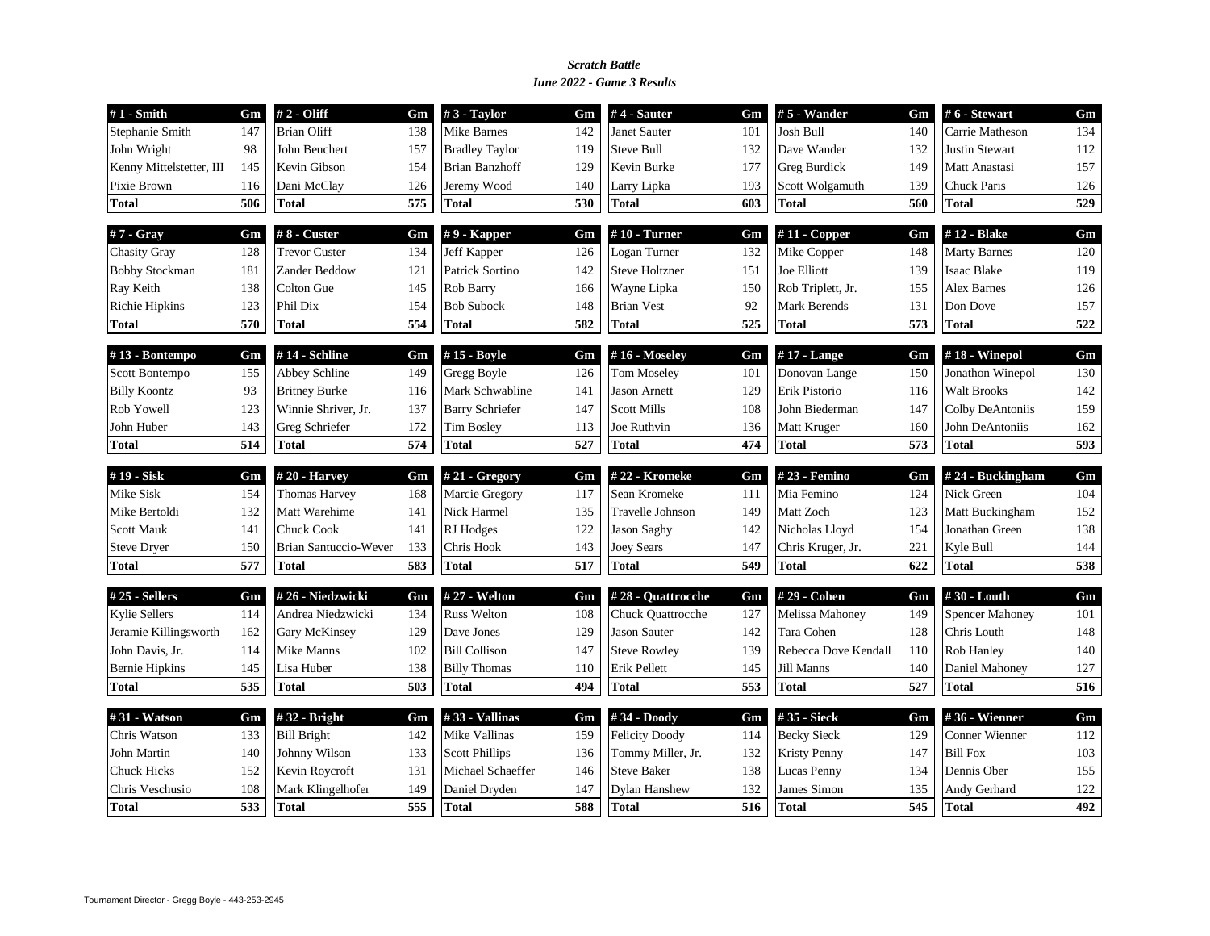***Scratch Battle***

***June 2022 - Game 3 Results***

| # 1 - Smith | Gm |
|---|---|
| Stephanie Smith | 147 |
| John Wright | 98 |
| Kenny Mittelstetter, III | 145 |
| Pixie Brown | 116 |
| **Total** | **506** |

| # 2 - Oliff | Gm |
|---|---|
| Brian Oliff | 138 |
| John Beuchert | 157 |
| Kevin Gibson | 154 |
| Dani McClay | 126 |
| **Total** | **575** |

| # 3 - Taylor | Gm |
|---|---|
| Mike Barnes | 142 |
| Bradley Taylor | 119 |
| Brian Banzhoff | 129 |
| Jeremy Wood | 140 |
| **Total** | **530** |

| # 4 - Sauter | Gm |
|---|---|
| Janet Sauter | 101 |
| Steve Bull | 132 |
| Kevin Burke | 177 |
| Larry Lipka | 193 |
| **Total** | **603** |

| # 5 - Wander | Gm |
|---|---|
| Josh Bull | 140 |
| Dave Wander | 132 |
| Greg Burdick | 149 |
| Scott Wolgamuth | 139 |
| **Total** | **560** |

| # 6 - Stewart | Gm |
|---|---|
| Carrie Matheson | 134 |
| Justin Stewart | 112 |
| Matt Anastasi | 157 |
| Chuck Paris | 126 |
| **Total** | **529** |

| # 7 - Gray | Gm |
|---|---|
| Chasity Gray | 128 |
| Bobby Stockman | 181 |
| Ray Keith | 138 |
| Richie Hipkins | 123 |
| **Total** | **570** |

| # 8 - Custer | Gm |
|---|---|
| Trevor Custer | 134 |
| Zander Beddow | 121 |
| Colton Gue | 145 |
| Phil Dix | 154 |
| **Total** | **554** |

| # 9 - Kapper | Gm |
|---|---|
| Jeff Kapper | 126 |
| Patrick Sortino | 142 |
| Rob Barry | 166 |
| Bob Subock | 148 |
| **Total** | **582** |

| # 10 - Turner | Gm |
|---|---|
| Logan Turner | 132 |
| Steve Holtzner | 151 |
| Wayne Lipka | 150 |
| Brian Vest | 92 |
| **Total** | **525** |

| # 11 - Copper | Gm |
|---|---|
| Mike Copper | 148 |
| Joe Elliott | 139 |
| Rob Triplett, Jr. | 155 |
| Mark Berends | 131 |
| **Total** | **573** |

| # 12 - Blake | Gm |
|---|---|
| Marty Barnes | 120 |
| Isaac Blake | 119 |
| Alex Barnes | 126 |
| Don Dove | 157 |
| **Total** | **522** |

| # 13 - Bontempo | Gm |
|---|---|
| Scott Bontempo | 155 |
| Billy Koontz | 93 |
| Rob Yowell | 123 |
| John Huber | 143 |
| **Total** | **514** |

| # 14 - Schline | Gm |
|---|---|
| Abbey Schline | 149 |
| Britney Burke | 116 |
| Winnie Shriver, Jr. | 137 |
| Greg Schriefer | 172 |
| **Total** | **574** |

| # 15 - Boyle | Gm |
|---|---|
| Gregg Boyle | 126 |
| Mark Schwabline | 141 |
| Barry Schriefer | 147 |
| Tim Bosley | 113 |
| **Total** | **527** |

| # 16 - Moseley | Gm |
|---|---|
| Tom Moseley | 101 |
| Jason Arnett | 129 |
| Scott Mills | 108 |
| Joe Ruthvin | 136 |
| **Total** | **474** |

| # 17 - Lange | Gm |
|---|---|
| Donovan Lange | 150 |
| Erik Pistorio | 116 |
| John Biederman | 147 |
| Matt Kruger | 160 |
| **Total** | **573** |

| # 18 - Winepol | Gm |
|---|---|
| Jonathon Winepol | 130 |
| Walt Brooks | 142 |
| Colby DeAntoniis | 159 |
| John DeAntoniis | 162 |
| **Total** | **593** |

| # 19 - Sisk | Gm |
|---|---|
| Mike Sisk | 154 |
| Mike Bertoldi | 132 |
| Scott Mauk | 141 |
| Steve Dryer | 150 |
| **Total** | **577** |

| # 20 - Harvey | Gm |
|---|---|
| Thomas Harvey | 168 |
| Matt Warehime | 141 |
| Chuck Cook | 141 |
| Brian Santuccio-Wever | 133 |
| **Total** | **583** |

| # 21 - Gregory | Gm |
|---|---|
| Marcie Gregory | 117 |
| Nick Harmel | 135 |
| RJ Hodges | 122 |
| Chris Hook | 143 |
| **Total** | **517** |

| # 22 - Kromeke | Gm |
|---|---|
| Sean Kromeke | 111 |
| Travelle Johnson | 149 |
| Jason Saghy | 142 |
| Joey Sears | 147 |
| **Total** | **549** |

| # 23 - Femino | Gm |
|---|---|
| Mia Femino | 124 |
| Matt Zoch | 123 |
| Nicholas Lloyd | 154 |
| Chris Kruger, Jr. | 221 |
| **Total** | **622** |

| # 24 - Buckingham | Gm |
|---|---|
| Nick Green | 104 |
| Matt Buckingham | 152 |
| Jonathan Green | 138 |
| Kyle Bull | 144 |
| **Total** | **538** |

| # 25 - Sellers | Gm |
|---|---|
| Kylie Sellers | 114 |
| Jeramie Killingsworth | 162 |
| John Davis, Jr. | 114 |
| Bernie Hipkins | 145 |
| **Total** | **535** |

| # 26 - Niedzwicki | Gm |
|---|---|
| Andrea Niedzwicki | 134 |
| Gary McKinsey | 129 |
| Mike Manns | 102 |
| Lisa Huber | 138 |
| **Total** | **503** |

| # 27 - Welton | Gm |
|---|---|
| Russ Welton | 108 |
| Dave Jones | 129 |
| Bill Collison | 147 |
| Billy Thomas | 110 |
| **Total** | **494** |

| # 28 - Quattrocche | Gm |
|---|---|
| Chuck Quattrocche | 127 |
| Jason Sauter | 142 |
| Steve Rowley | 139 |
| Erik Pellett | 145 |
| **Total** | **553** |

| # 29 - Cohen | Gm |
|---|---|
| Melissa Mahoney | 149 |
| Tara Cohen | 128 |
| Rebecca Dove Kendall | 110 |
| Jill Manns | 140 |
| **Total** | **527** |

| # 30 - Louth | Gm |
|---|---|
| Spencer Mahoney | 101 |
| Chris Louth | 148 |
| Rob Hanley | 140 |
| Daniel Mahoney | 127 |
| **Total** | **516** |

| # 31 - Watson | Gm |
|---|---|
| Chris Watson | 133 |
| John Martin | 140 |
| Chuck Hicks | 152 |
| Chris Veschusio | 108 |
| **Total** | **533** |

| # 32 - Bright | Gm |
|---|---|
| Bill Bright | 142 |
| Johnny Wilson | 133 |
| Kevin Roycroft | 131 |
| Mark Klingelhofer | 149 |
| **Total** | **555** |

| # 33 - Vallinas | Gm |
|---|---|
| Mike Vallinas | 159 |
| Scott Phillips | 136 |
| Michael Schaeffer | 146 |
| Daniel Dryden | 147 |
| **Total** | **588** |

| # 34 - Doody | Gm |
|---|---|
| Felicity Doody | 114 |
| Tommy Miller, Jr. | 132 |
| Steve Baker | 138 |
| Dylan Hanshew | 132 |
| **Total** | **516** |

| # 35 - Sieck | Gm |
|---|---|
| Becky Sieck | 129 |
| Kristy Penny | 147 |
| Lucas Penny | 134 |
| James Simon | 135 |
| **Total** | **545** |

| # 36 - Wienner | Gm |
|---|---|
| Conner Wienner | 112 |
| Bill Fox | 103 |
| Dennis Ober | 155 |
| Andy Gerhard | 122 |
| **Total** | **492** |

Tournament Director - Gregg Boyle - 443-253-2945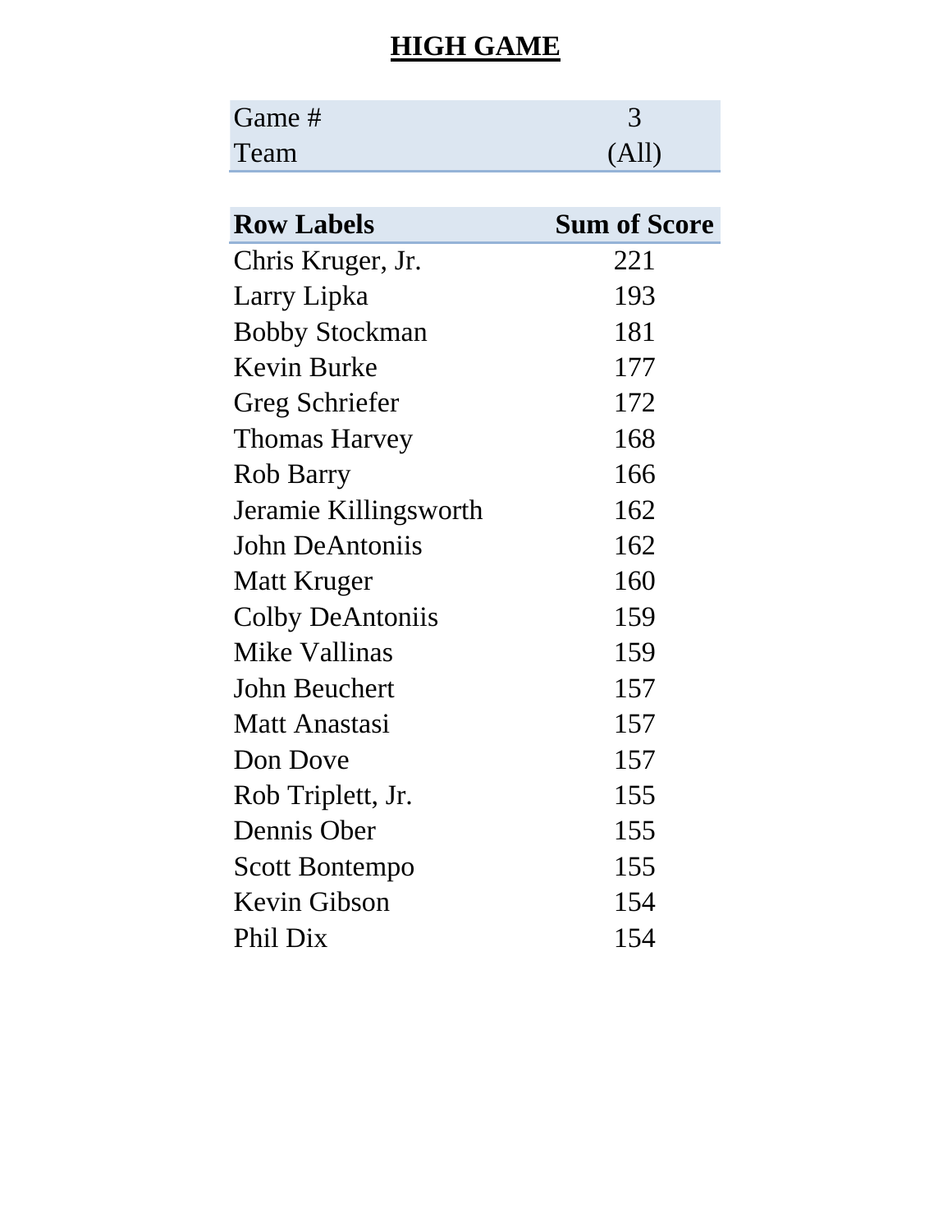# HIGH GAME

| | |
|---|---|
| Game # | 3 |
| Team | (All) |

| Row Labels | Sum of Score |
|---|---|
| Chris Kruger, Jr. | 221 |
| Larry Lipka | 193 |
| Bobby Stockman | 181 |
| Kevin Burke | 177 |
| Greg Schriefer | 172 |
| Thomas Harvey | 168 |
| Rob Barry | 166 |
| Jeramie Killingsworth | 162 |
| John DeAntoniis | 162 |
| Matt Kruger | 160 |
| Colby DeAntoniis | 159 |
| Mike Vallinas | 159 |
| John Beuchert | 157 |
| Matt Anastasi | 157 |
| Don Dove | 157 |
| Rob Triplett, Jr. | 155 |
| Dennis Ober | 155 |
| Scott Bontempo | 155 |
| Kevin Gibson | 154 |
| Phil Dix | 154 |